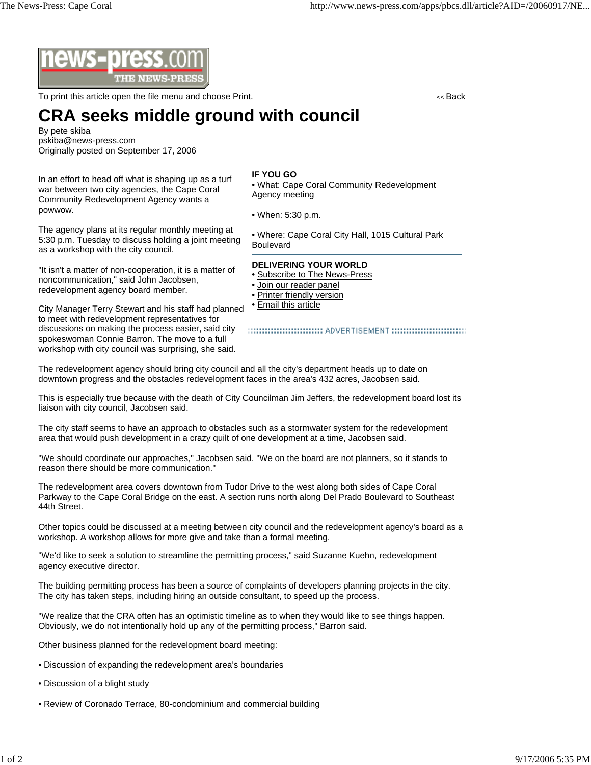news-press.com THE NEWS-PRESS

To print this article open the file menu and choose Print.

<< Back

# CRA seeks middle ground with council

By pete skiba
pskiba@news-press.com
Originally posted on September 17, 2006

In an effort to head off what is shaping up as a turf war between two city agencies, the Cape Coral Community Redevelopment Agency wants a powwow.

The agency plans at its regular monthly meeting at 5:30 p.m. Tuesday to discuss holding a joint meeting as a workshop with the city council.

"It isn't a matter of non-cooperation, it is a matter of noncommunication," said John Jacobsen, redevelopment agency board member.

City Manager Terry Stewart and his staff had planned to meet with redevelopment representatives for discussions on making the process easier, said city spokeswoman Connie Barron. The move to a full workshop with city council was surprising, she said.

**IF YOU GO**

- What: Cape Coral Community Redevelopment Agency meeting
- When: 5:30 p.m.
- Where: Cape Coral City Hall, 1015 Cultural Park Boulevard

**DELIVERING YOUR WORLD**

- Subscribe to The News-Press
- Join our reader panel
- Printer friendly version
- Email this article

ADVERTISEMENT

The redevelopment agency should bring city council and all the city's department heads up to date on downtown progress and the obstacles redevelopment faces in the area's 432 acres, Jacobsen said.

This is especially true because with the death of City Councilman Jim Jeffers, the redevelopment board lost its liaison with city council, Jacobsen said.

The city staff seems to have an approach to obstacles such as a stormwater system for the redevelopment area that would push development in a crazy quilt of one development at a time, Jacobsen said.

"We should coordinate our approaches," Jacobsen said. "We on the board are not planners, so it stands to reason there should be more communication."

The redevelopment area covers downtown from Tudor Drive to the west along both sides of Cape Coral Parkway to the Cape Coral Bridge on the east. A section runs north along Del Prado Boulevard to Southeast 44th Street.

Other topics could be discussed at a meeting between city council and the redevelopment agency's board as a workshop. A workshop allows for more give and take than a formal meeting.

"We'd like to seek a solution to streamline the permitting process," said Suzanne Kuehn, redevelopment agency executive director.

The building permitting process has been a source of complaints of developers planning projects in the city. The city has taken steps, including hiring an outside consultant, to speed up the process.

"We realize that the CRA often has an optimistic timeline as to when they would like to see things happen. Obviously, we do not intentionally hold up any of the permitting process," Barron said.

Other business planned for the redevelopment board meeting:

- Discussion of expanding the redevelopment area's boundaries
- Discussion of a blight study
- Review of Coronado Terrace, 80-condominium and commercial building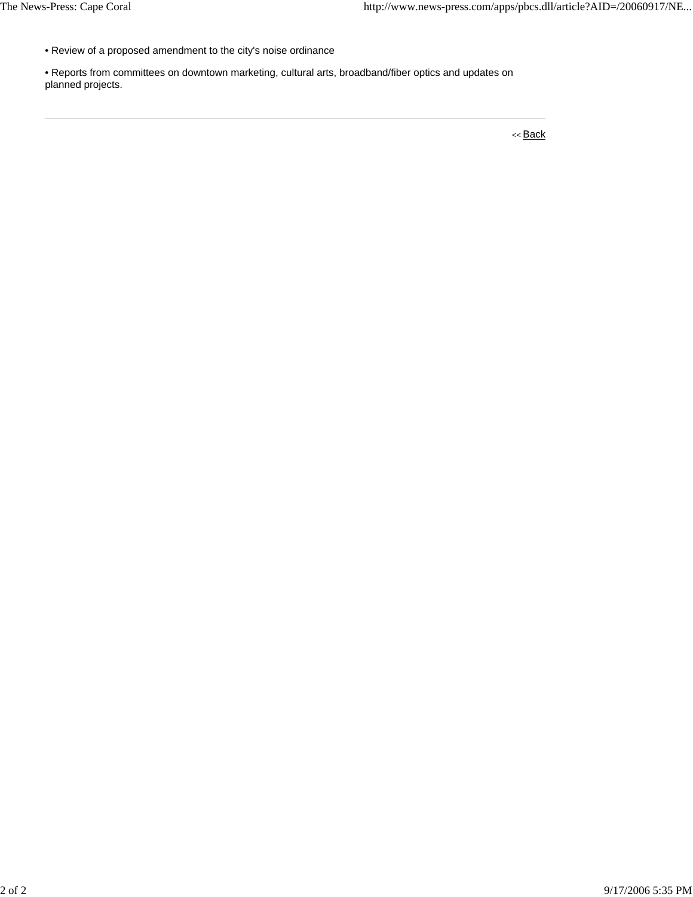- Review of a proposed amendment to the city's noise ordinance

- Reports from committees on downtown marketing, cultural arts, broadband/fiber optics and updates on planned projects.

---

<< Back